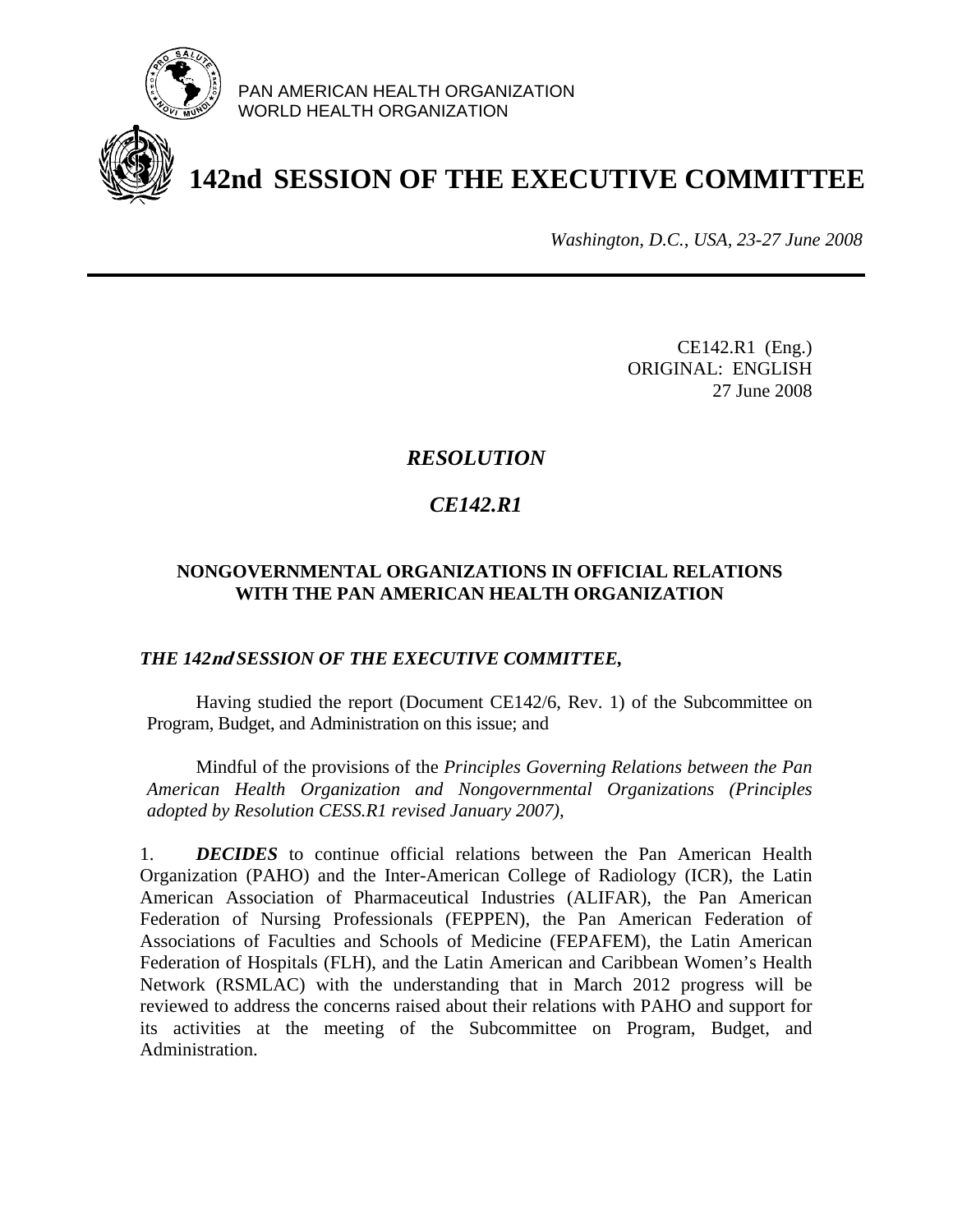PAN AMERICAN HEALTH ORGANIZATION
WORLD HEALTH ORGANIZATION

# 142nd SESSION OF THE EXECUTIVE COMMITTEE

*Washington, D.C., USA, 23-27 June 2008*

---

CE142.R1 (Eng.)
ORIGINAL: ENGLISH
27 June 2008

## *RESOLUTION*

## *CE142.R1*

### NONGOVERNMENTAL ORGANIZATIONS IN OFFICIAL RELATIONS WITH THE PAN AMERICAN HEALTH ORGANIZATION

***THE 142nd SESSION OF THE EXECUTIVE COMMITTEE,***

Having studied the report (Document CE142/6, Rev. 1) of the Subcommittee on Program, Budget, and Administration on this issue; and

Mindful of the provisions of the *Principles Governing Relations between the Pan American Health Organization and Nongovernmental Organizations (Principles adopted by Resolution CESS.R1 revised January 2007),*

1. ***DECIDES*** to continue official relations between the Pan American Health Organization (PAHO) and the Inter-American College of Radiology (ICR), the Latin American Association of Pharmaceutical Industries (ALIFAR), the Pan American Federation of Nursing Professionals (FEPPEN), the Pan American Federation of Associations of Faculties and Schools of Medicine (FEPAFEM), the Latin American Federation of Hospitals (FLH), and the Latin American and Caribbean Women's Health Network (RSMLAC) with the understanding that in March 2012 progress will be reviewed to address the concerns raised about their relations with PAHO and support for its activities at the meeting of the Subcommittee on Program, Budget, and Administration.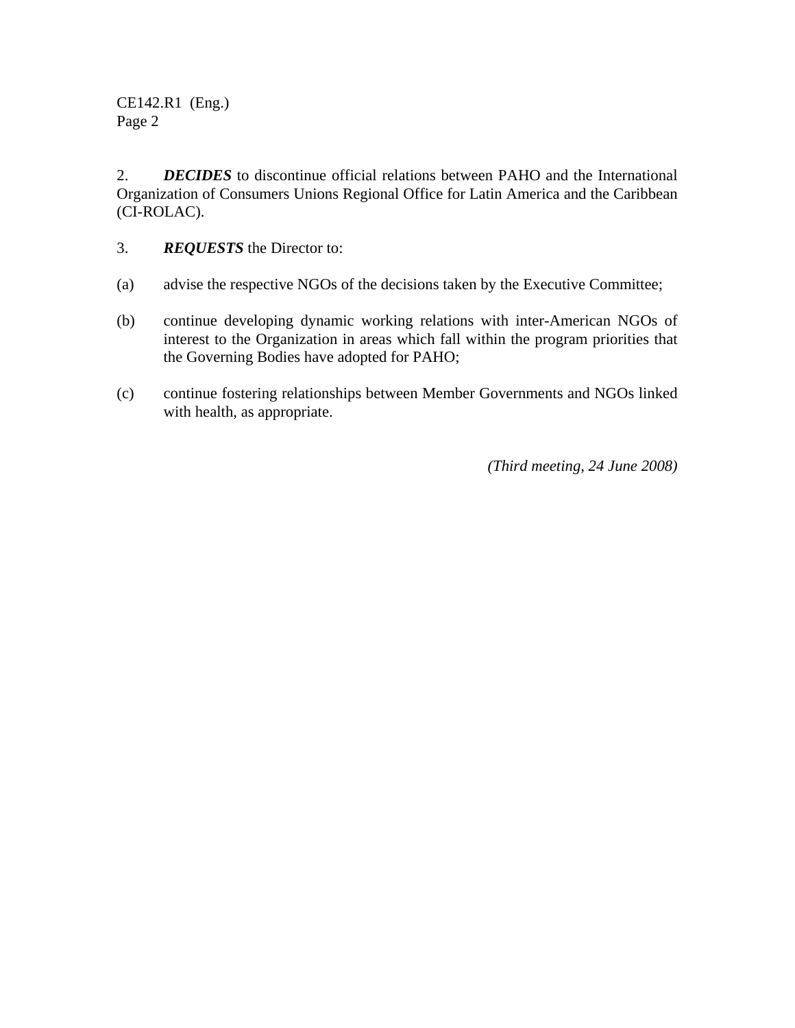2. ***DECIDES*** to discontinue official relations between PAHO and the International Organization of Consumers Unions Regional Office for Latin America and the Caribbean (CI-ROLAC).

3. ***REQUESTS*** the Director to:

(a) advise the respective NGOs of the decisions taken by the Executive Committee;

(b) continue developing dynamic working relations with inter-American NGOs of interest to the Organization in areas which fall within the program priorities that the Governing Bodies have adopted for PAHO;

(c) continue fostering relationships between Member Governments and NGOs linked with health, as appropriate.

*(Third meeting, 24 June 2008)*